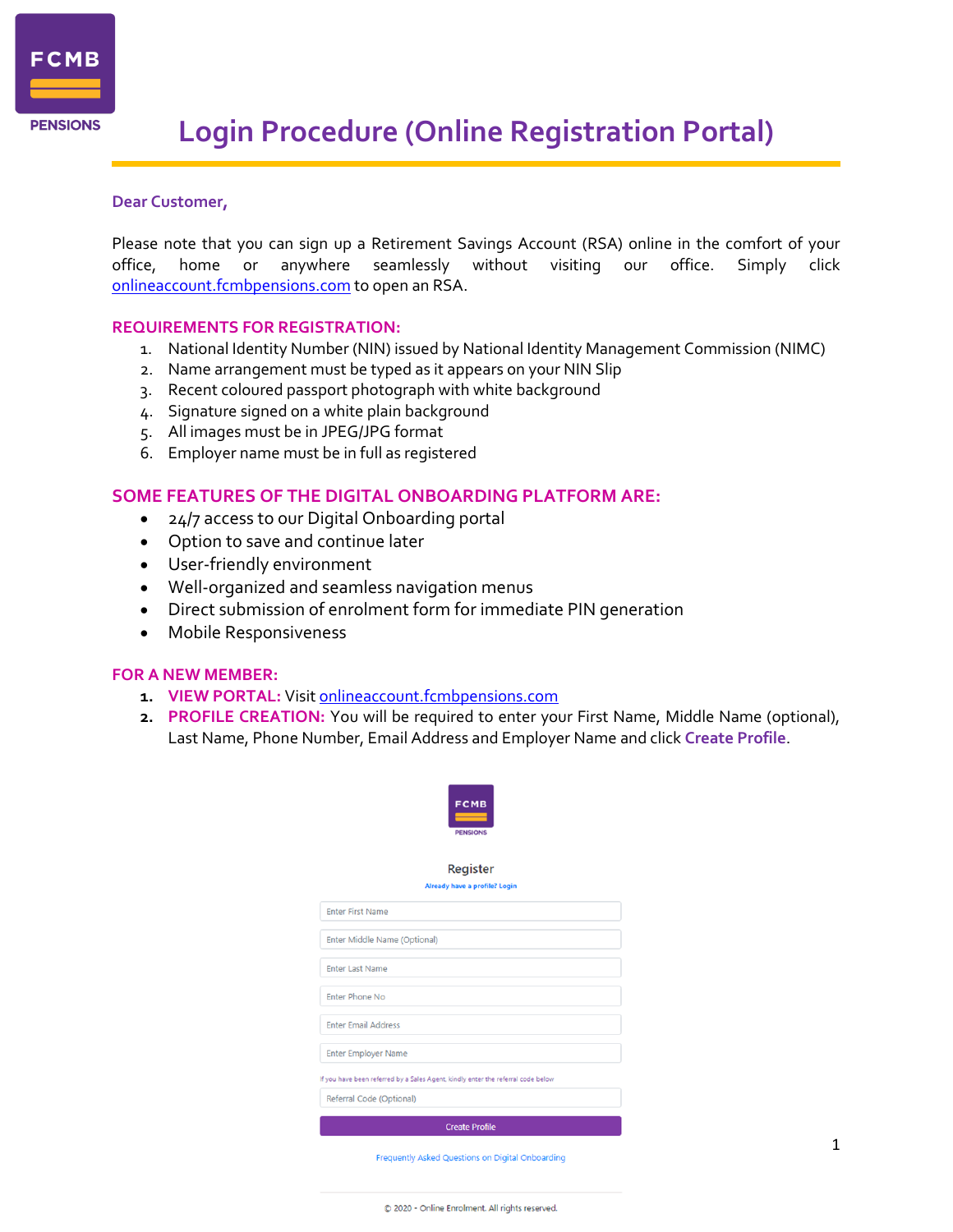# Login Procedure (Online Registration Portal)

**Dear Customer,**

Please note that you can sign up a Retirement Savings Account (RSA) online in the comfort of your office, home or anywhere seamlessly without visiting our office. Simply click [onlineaccount.fcmbpensions.com](onlineaccount.fcmbpensions.com) to open an RSA.

## REQUIREMENTS FOR REGISTRATION:

1. National Identity Number (NIN) issued by National Identity Management Commission (NIMC)
2. Name arrangement must be typed as it appears on your NIN Slip
3. Recent coloured passport photograph with white background
4. Signature signed on a white plain background
5. All images must be in JPEG/JPG format
6. Employer name must be in full as registered

## SOME FEATURES OF THE DIGITAL ONBOARDING PLATFORM ARE:

- 24/7 access to our Digital Onboarding portal
- Option to save and continue later
- User-friendly environment
- Well-organized and seamless navigation menus
- Direct submission of enrolment form for immediate PIN generation
- Mobile Responsiveness

## FOR A NEW MEMBER:

1. **VIEW PORTAL:** Visit [onlineaccount.fcmbpensions.com](onlineaccount.fcmbpensions.com)
2. **PROFILE CREATION:** You will be required to enter your First Name, Middle Name (optional), Last Name, Phone Number, Email Address and Employer Name and click **Create Profile**.

FCMB PENSIONS

Register

Already have a profile? Login

Enter First Name

Enter Middle Name (Optional)

Enter Last Name

Enter Phone No

Enter Email Address

Enter Employer Name

If you have been referred by a Sales Agent, kindly enter the referral code below

Referral Code (Optional)

Create Profile

Frequently Asked Questions on Digital Onboarding

© 2020 - Online Enrolment. All rights reserved.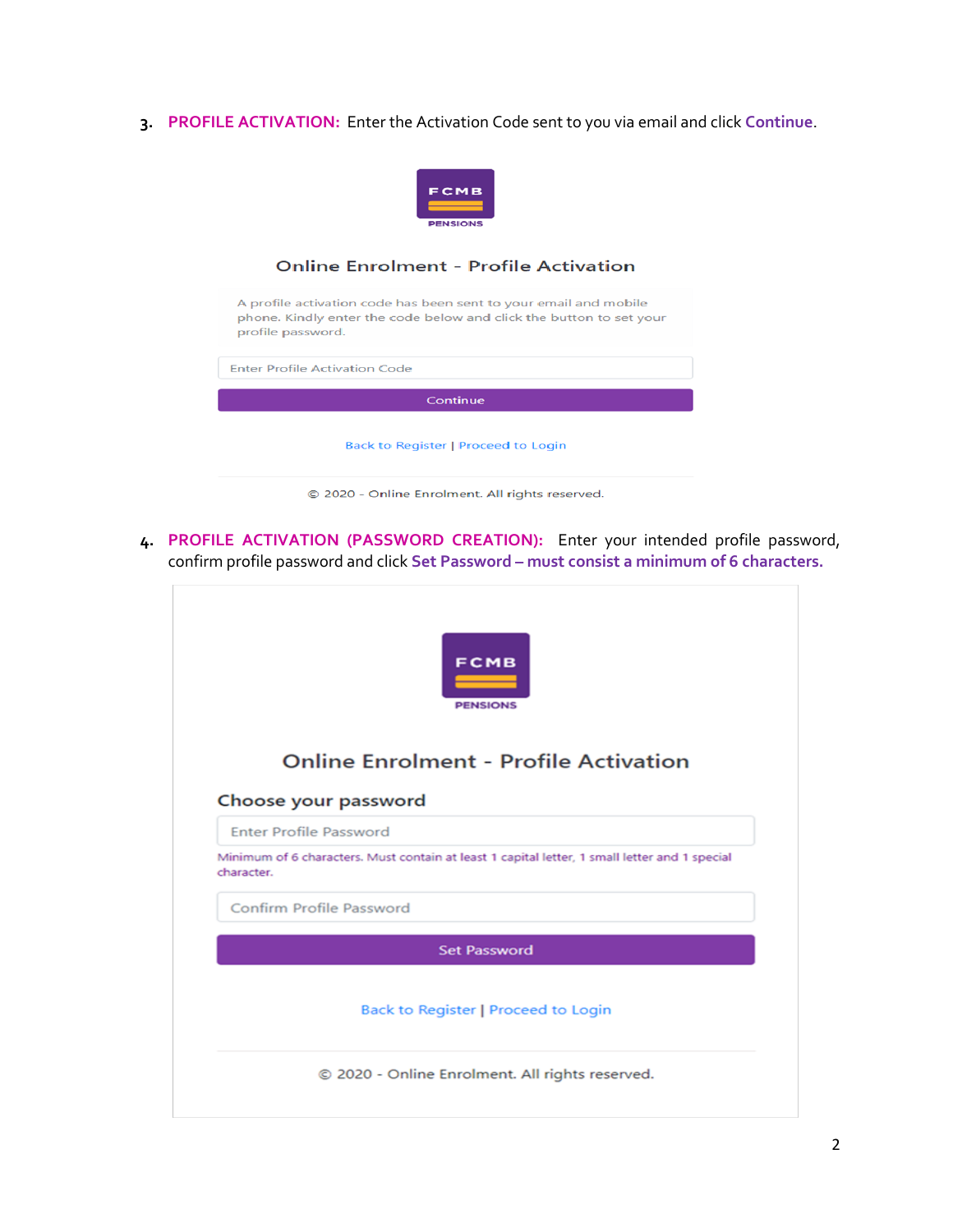3. **PROFILE ACTIVATION:** Enter the Activation Code sent to you via email and click **Continue**.

FCMB PENSIONS

Online Enrolment - Profile Activation

A profile activation code has been sent to your email and mobile phone. Kindly enter the code below and click the button to set your profile password.

Enter Profile Activation Code

Continue

Back to Register | Proceed to Login

© 2020 - Online Enrolment. All rights reserved.

4. **PROFILE ACTIVATION (PASSWORD CREATION):** Enter your intended profile password, confirm profile password and click **Set Password – must consist a minimum of 6 characters.**

FCMB PENSIONS

Online Enrolment - Profile Activation

Choose your password

Enter Profile Password

Minimum of 6 characters. Must contain at least 1 capital letter, 1 small letter and 1 special character.

Confirm Profile Password

Set Password

Back to Register | Proceed to Login

© 2020 - Online Enrolment. All rights reserved.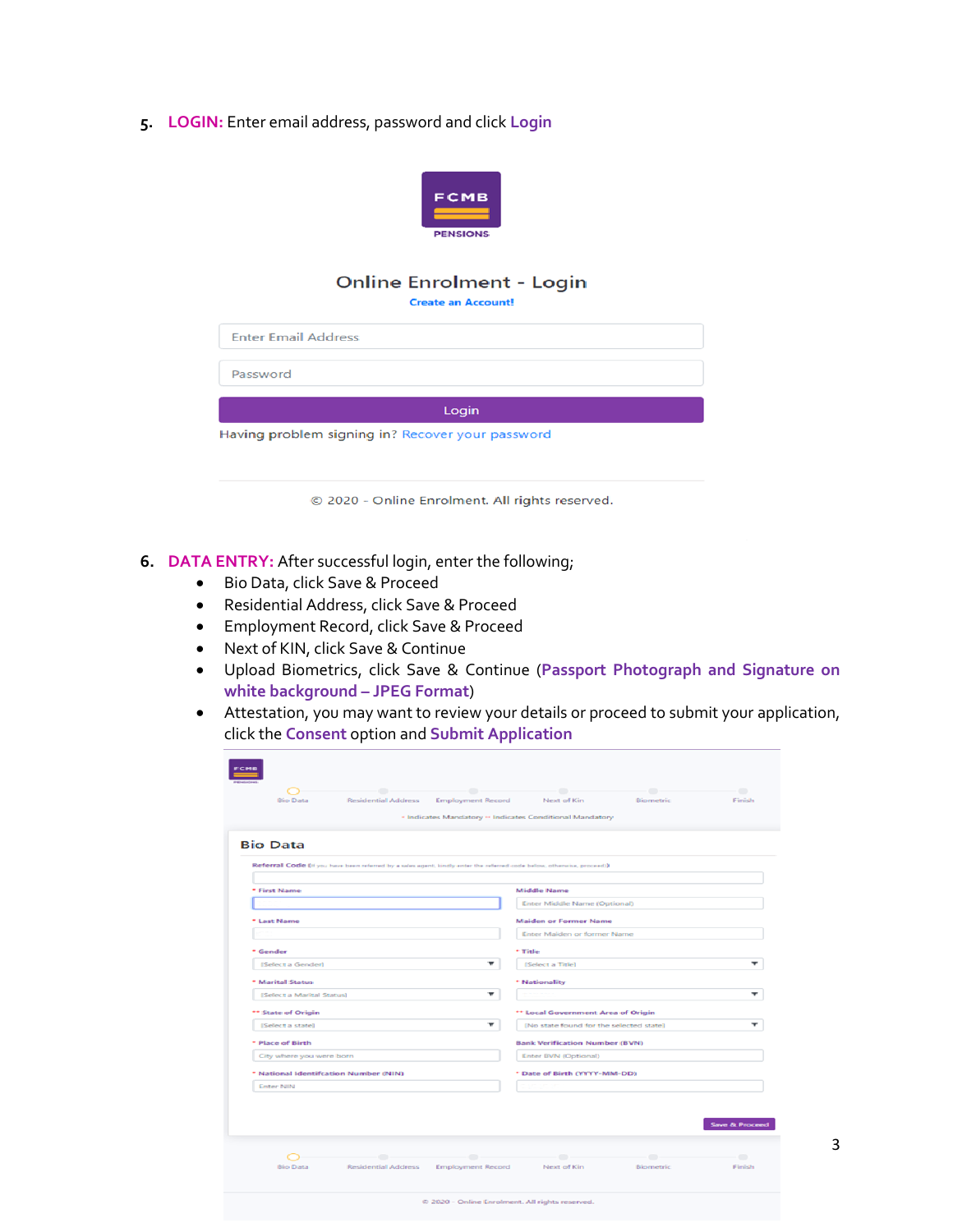5. **LOGIN:** Enter email address, password and click **Login**

FCMB PENSIONS

Online Enrolment - Login

Create an Account!

Enter Email Address

Password

Login

Having problem signing in? Recover your password

© 2020 - Online Enrolment. All rights reserved.

6. **DATA ENTRY:** After successful login, enter the following;
   - Bio Data, click Save & Proceed
   - Residential Address, click Save & Proceed
   - Employment Record, click Save & Proceed
   - Next of KIN, click Save & Continue
   - Upload Biometrics, click Save & Continue (**Passport Photograph and Signature on white background – JPEG Format**)
   - Attestation, you may want to review your details or proceed to submit your application, click the **Consent** option and **Submit Application**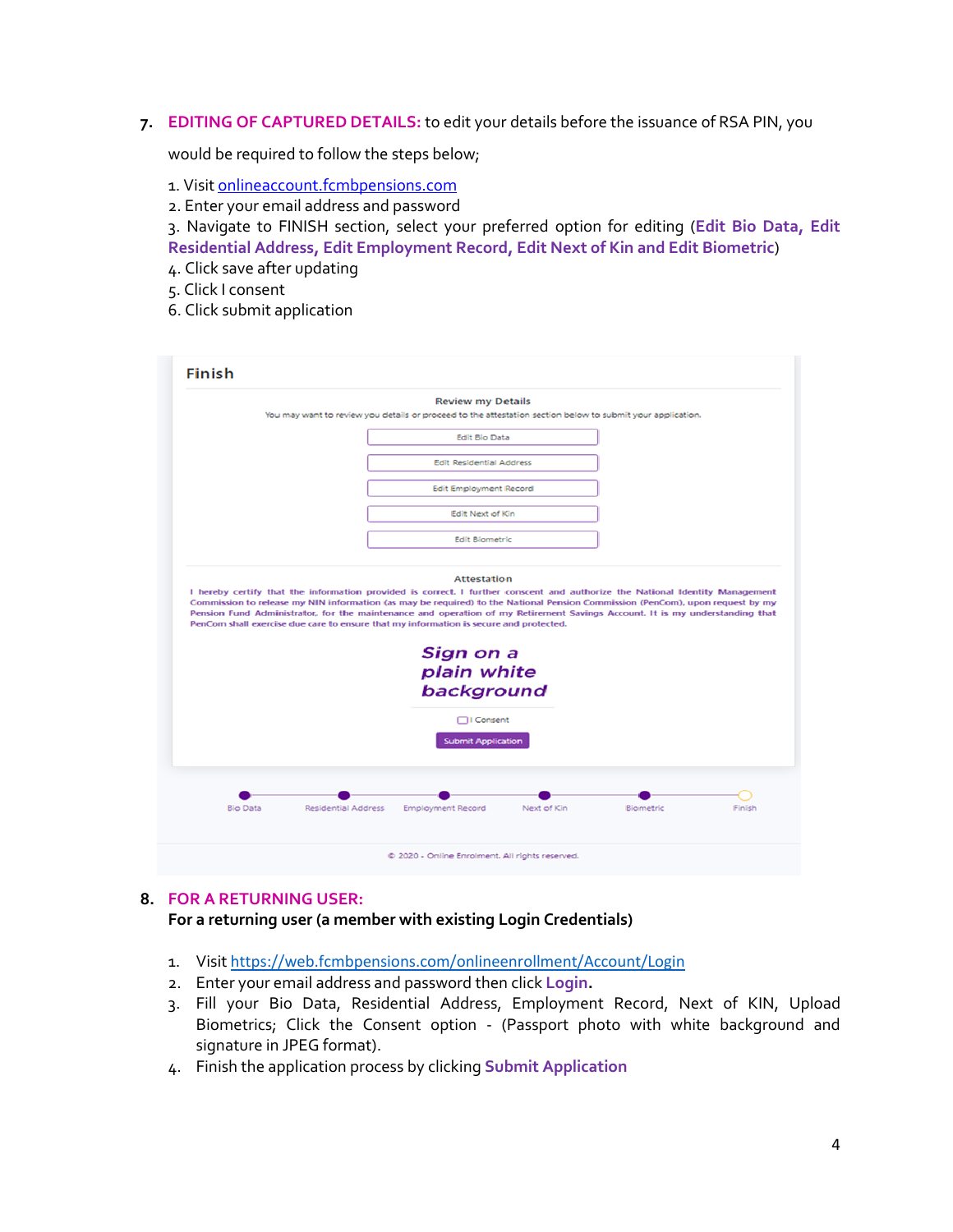7. **EDITING OF CAPTURED DETAILS:** to edit your details before the issuance of RSA PIN, you would be required to follow the steps below;

1. Visit onlineaccount.fcmbpensions.com
2. Enter your email address and password
3. Navigate to FINISH section, select your preferred option for editing (**Edit Bio Data, Edit Residential Address, Edit Employment Record, Edit Next of Kin and Edit Biometric**)
4. Click save after updating
5. Click I consent
6. Click submit application

Finish

Review my Details

You may want to review you details or proceed to the attestation section below to submit your application.

Edit Bio Data

Edit Residential Address

Edit Employment Record

Edit Next of Kin

Edit Biometric

Attestation

I hereby certify that the information provided is correct. I further consent and authorize the National Identity Management Commission to release my NIN information (as may be required) to the National Pension Commission (PenCom), upon request by my Pension Fund Administrator, for the maintenance and operation of my Retirement Savings Account. It is my understanding that PenCom shall exercise due care to ensure that my information is secure and protected.

Sign on a plain white background

I Consent

Submit Application

Bio Data — Residential Address — Employment Record — Next of Kin — Biometric — Finish

© 2020 - Online Enrolment. All rights reserved.

8. **FOR A RETURNING USER:**

**For a returning user (a member with existing Login Credentials)**

1. Visit https://web.fcmbpensions.com/onlineenrollment/Account/Login
2. Enter your email address and password then click **Login.**
3. Fill your Bio Data, Residential Address, Employment Record, Next of KIN, Upload Biometrics; Click the Consent option - (Passport photo with white background and signature in JPEG format).
4. Finish the application process by clicking **Submit Application**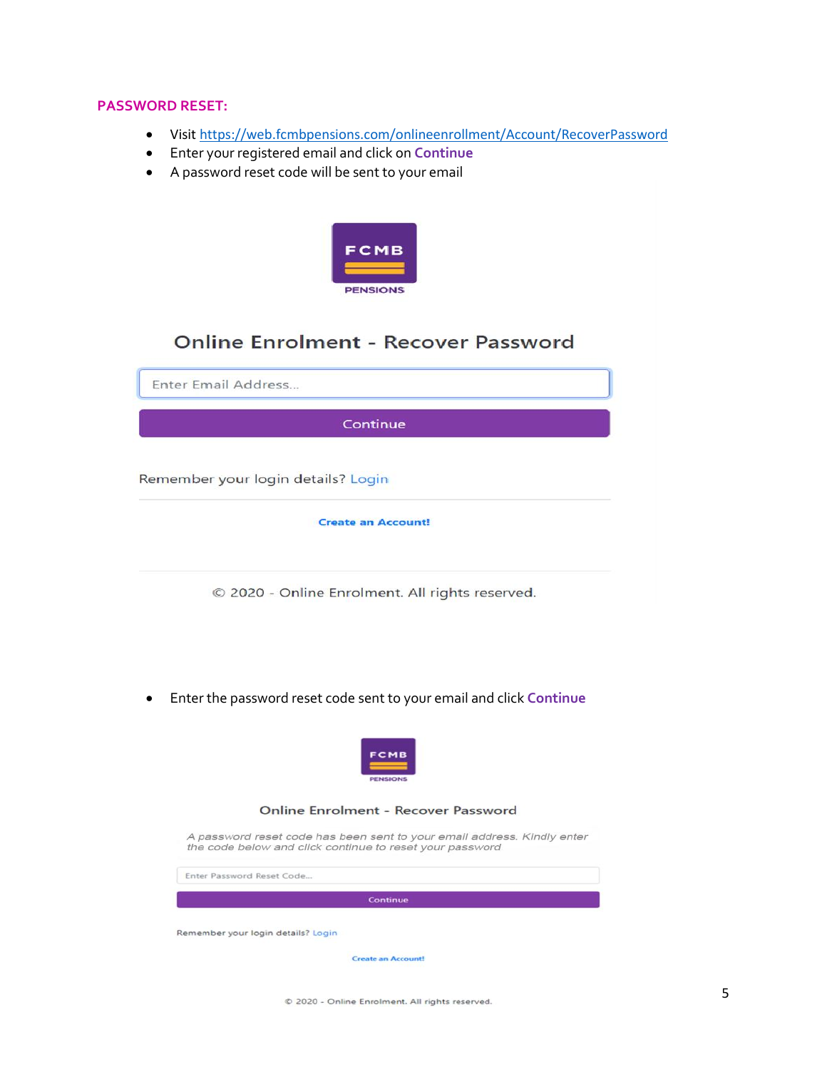**PASSWORD RESET:**

- Visit [https://web.fcmbpensions.com/onlineenrollment/Account/RecoverPassword](https://web.fcmbpensions.com/onlineenrollment/Account/RecoverPassword)
- Enter your registered email and click on **Continue**
- A password reset code will be sent to your email

FCMB PENSIONS

Online Enrolment - Recover Password

Enter Email Address...

Continue

Remember your login details? Login

Create an Account!

© 2020 - Online Enrolment. All rights reserved.

- Enter the password reset code sent to your email and click **Continue**

FCMB PENSIONS

Online Enrolment - Recover Password

*A password reset code has been sent to your email address. Kindly enter the code below and click continue to reset your password*

Enter Password Reset Code...

Continue

Remember your login details? Login

Create an Account!

© 2020 - Online Enrolment. All rights reserved.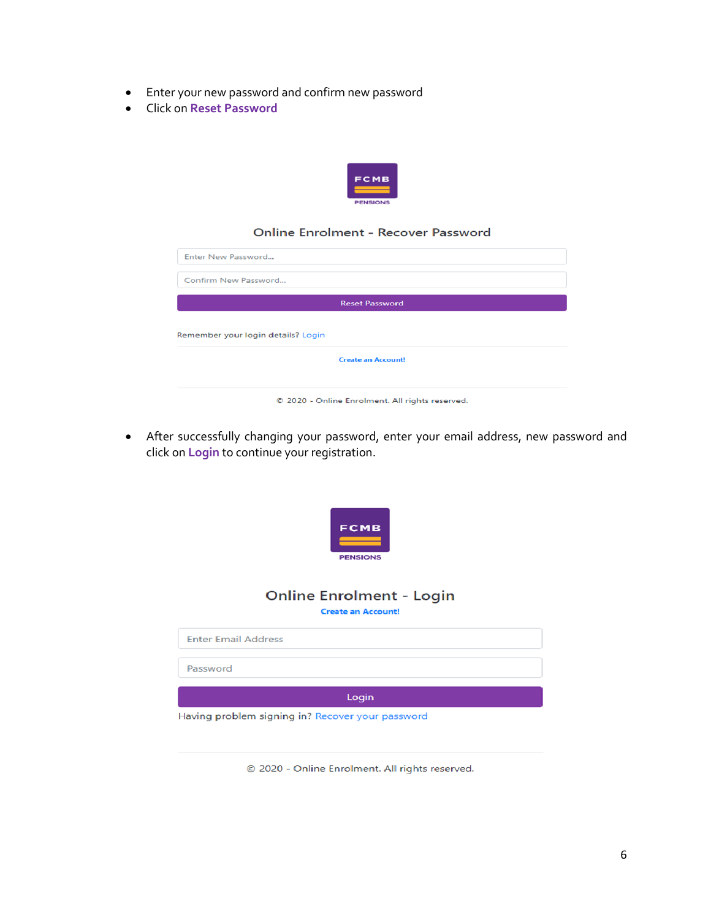- Enter your new password and confirm new password
- Click on **Reset Password**

FCMB
PENSIONS

Online Enrolment - Recover Password

Enter New Password...

Confirm New Password...

Reset Password

Remember your login details? Login

Create an Account!

© 2020 - Online Enrolment. All rights reserved.

- After successfully changing your password, enter your email address, new password and click on **Login** to continue your registration.

FCMB
PENSIONS

Online Enrolment - Login

Create an Account!

Enter Email Address

Password

Login

Having problem signing in? Recover your password

© 2020 - Online Enrolment. All rights reserved.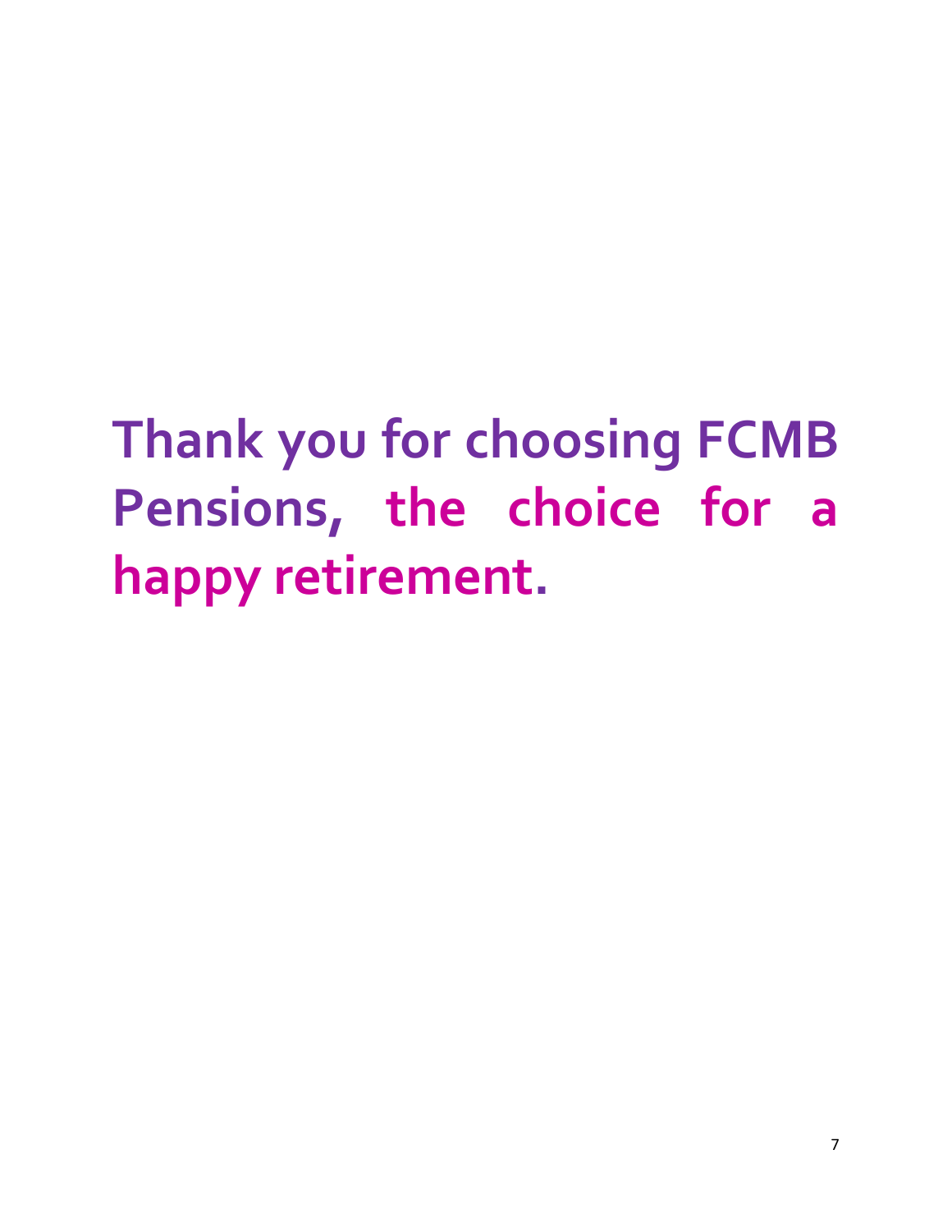**Thank you for choosing FCMB Pensions, the choice for a happy retirement.**